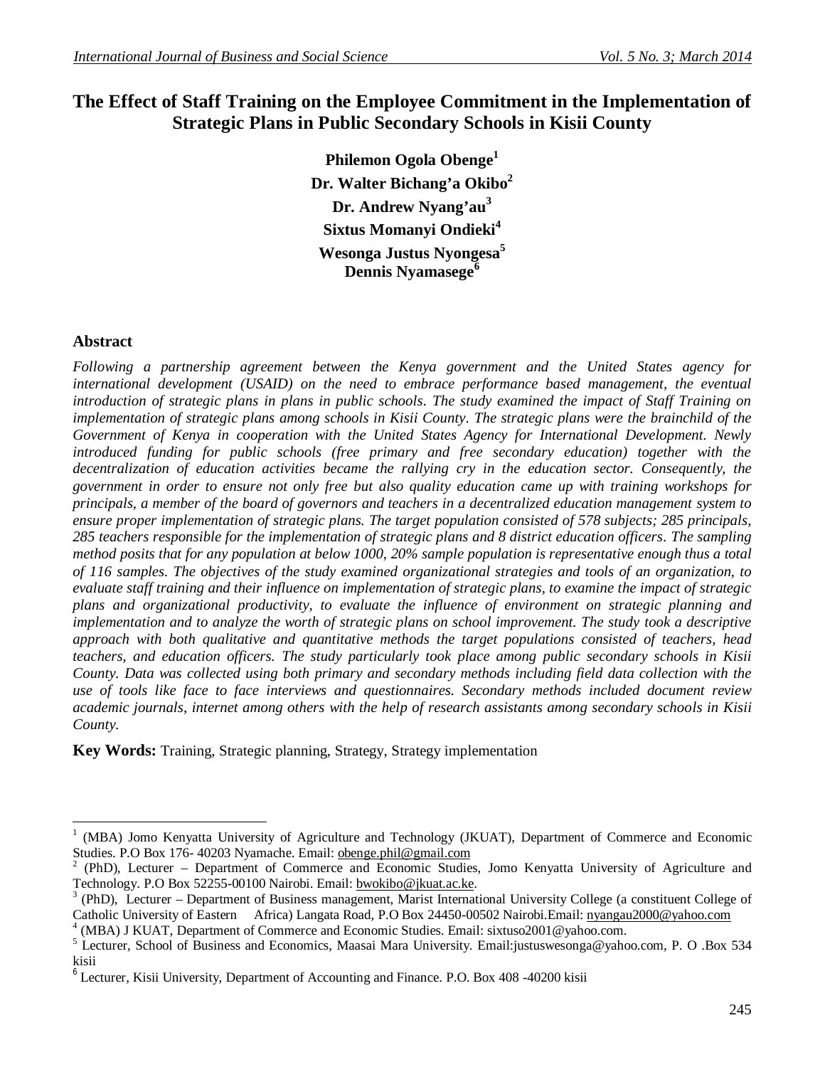# The Effect of Staff Training on the Employee Commitment in the Implementation of Strategic Plans in Public Secondary Schools in Kisii County

**Philemon Ogola Obenge**[1]

**Dr. Walter Bichang'a Okibo**[2]

**Dr. Andrew Nyang'au**[3]

**Sixtus Momanyi Ondieki**[4]

**Wesonga Justus Nyongesa**[5]

**Dennis Nyamasege**[6]

## Abstract

*Following a partnership agreement between the Kenya government and the United States agency for international development (USAID) on the need to embrace performance based management, the eventual introduction of strategic plans in plans in public schools. The study examined the impact of Staff Training on implementation of strategic plans among schools in Kisii County. The strategic plans were the brainchild of the Government of Kenya in cooperation with the United States Agency for International Development. Newly introduced funding for public schools (free primary and free secondary education) together with the decentralization of education activities became the rallying cry in the education sector. Consequently, the government in order to ensure not only free but also quality education came up with training workshops for principals, a member of the board of governors and teachers in a decentralized education management system to ensure proper implementation of strategic plans. The target population consisted of 578 subjects; 285 principals, 285 teachers responsible for the implementation of strategic plans and 8 district education officers. The sampling method posits that for any population at below 1000, 20% sample population is representative enough thus a total of 116 samples. The objectives of the study examined organizational strategies and tools of an organization, to evaluate staff training and their influence on implementation of strategic plans, to examine the impact of strategic plans and organizational productivity, to evaluate the influence of environment on strategic planning and implementation and to analyze the worth of strategic plans on school improvement. The study took a descriptive approach with both qualitative and quantitative methods the target populations consisted of teachers, head teachers, and education officers. The study particularly took place among public secondary schools in Kisii County. Data was collected using both primary and secondary methods including field data collection with the use of tools like face to face interviews and questionnaires. Secondary methods included document review academic journals, internet among others with the help of research assistants among secondary schools in Kisii County.*

**Key Words:** Training, Strategic planning, Strategy, Strategy implementation

---

[1] (MBA) Jomo Kenyatta University of Agriculture and Technology (JKUAT), Department of Commerce and Economic Studies. P.O Box 176- 40203 Nyamache. Email: obenge.phil@gmail.com

[2] (PhD), Lecturer – Department of Commerce and Economic Studies, Jomo Kenyatta University of Agriculture and Technology. P.O Box 52255-00100 Nairobi. Email: bwokibo@jkuat.ac.ke.

[3] (PhD), Lecturer – Department of Business management, Marist International University College (a constituent College of Catholic University of Eastern Africa) Langata Road, P.O Box 24450-00502 Nairobi.Email: nyangau2000@yahoo.com

[4] (MBA) J KUAT, Department of Commerce and Economic Studies. Email: sixtuso2001@yahoo.com.

[5] Lecturer, School of Business and Economics, Maasai Mara University. Email:justuswesonga@yahoo.com, P. O .Box 534 kisii

[6] Lecturer, Kisii University, Department of Accounting and Finance. P.O. Box 408 -40200 kisii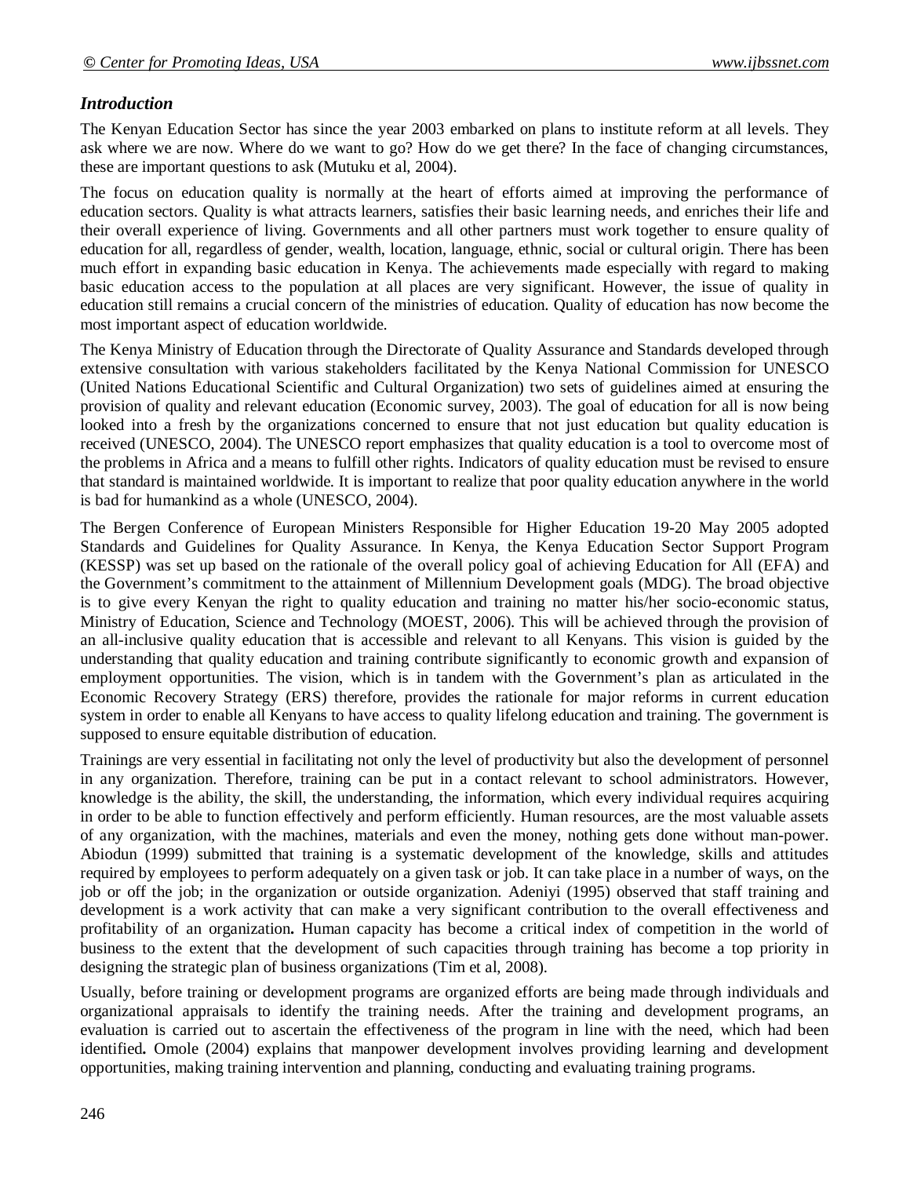## *Introduction*

The Kenyan Education Sector has since the year 2003 embarked on plans to institute reform at all levels. They ask where we are now. Where do we want to go? How do we get there? In the face of changing circumstances, these are important questions to ask (Mutuku et al, 2004).

The focus on education quality is normally at the heart of efforts aimed at improving the performance of education sectors. Quality is what attracts learners, satisfies their basic learning needs, and enriches their life and their overall experience of living. Governments and all other partners must work together to ensure quality of education for all, regardless of gender, wealth, location, language, ethnic, social or cultural origin. There has been much effort in expanding basic education in Kenya. The achievements made especially with regard to making basic education access to the population at all places are very significant. However, the issue of quality in education still remains a crucial concern of the ministries of education. Quality of education has now become the most important aspect of education worldwide.

The Kenya Ministry of Education through the Directorate of Quality Assurance and Standards developed through extensive consultation with various stakeholders facilitated by the Kenya National Commission for UNESCO (United Nations Educational Scientific and Cultural Organization) two sets of guidelines aimed at ensuring the provision of quality and relevant education (Economic survey, 2003). The goal of education for all is now being looked into a fresh by the organizations concerned to ensure that not just education but quality education is received (UNESCO, 2004). The UNESCO report emphasizes that quality education is a tool to overcome most of the problems in Africa and a means to fulfill other rights. Indicators of quality education must be revised to ensure that standard is maintained worldwide. It is important to realize that poor quality education anywhere in the world is bad for humankind as a whole (UNESCO, 2004).

The Bergen Conference of European Ministers Responsible for Higher Education 19-20 May 2005 adopted Standards and Guidelines for Quality Assurance. In Kenya, the Kenya Education Sector Support Program (KESSP) was set up based on the rationale of the overall policy goal of achieving Education for All (EFA) and the Government's commitment to the attainment of Millennium Development goals (MDG). The broad objective is to give every Kenyan the right to quality education and training no matter his/her socio-economic status, Ministry of Education, Science and Technology (MOEST, 2006). This will be achieved through the provision of an all-inclusive quality education that is accessible and relevant to all Kenyans. This vision is guided by the understanding that quality education and training contribute significantly to economic growth and expansion of employment opportunities. The vision, which is in tandem with the Government's plan as articulated in the Economic Recovery Strategy (ERS) therefore, provides the rationale for major reforms in current education system in order to enable all Kenyans to have access to quality lifelong education and training. The government is supposed to ensure equitable distribution of education.

Trainings are very essential in facilitating not only the level of productivity but also the development of personnel in any organization. Therefore, training can be put in a contact relevant to school administrators. However, knowledge is the ability, the skill, the understanding, the information, which every individual requires acquiring in order to be able to function effectively and perform efficiently. Human resources, are the most valuable assets of any organization, with the machines, materials and even the money, nothing gets done without man-power. Abiodun (1999) submitted that training is a systematic development of the knowledge, skills and attitudes required by employees to perform adequately on a given task or job. It can take place in a number of ways, on the job or off the job; in the organization or outside organization. Adeniyi (1995) observed that staff training and development is a work activity that can make a very significant contribution to the overall effectiveness and profitability of an organization**.** Human capacity has become a critical index of competition in the world of business to the extent that the development of such capacities through training has become a top priority in designing the strategic plan of business organizations (Tim et al, 2008).

Usually, before training or development programs are organized efforts are being made through individuals and organizational appraisals to identify the training needs. After the training and development programs, an evaluation is carried out to ascertain the effectiveness of the program in line with the need, which had been identified**.** Omole (2004) explains that manpower development involves providing learning and development opportunities, making training intervention and planning, conducting and evaluating training programs.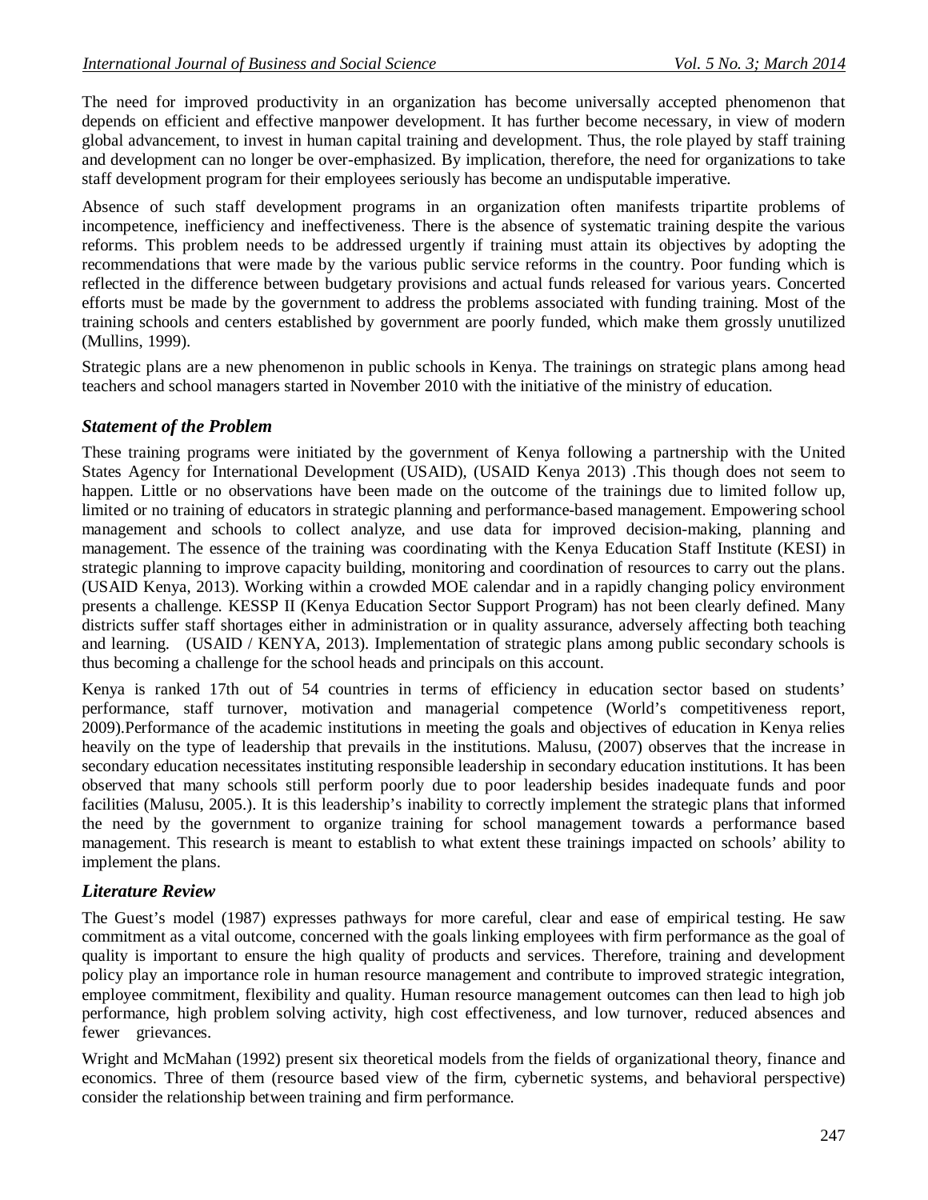The need for improved productivity in an organization has become universally accepted phenomenon that depends on efficient and effective manpower development. It has further become necessary, in view of modern global advancement, to invest in human capital training and development. Thus, the role played by staff training and development can no longer be over-emphasized. By implication, therefore, the need for organizations to take staff development program for their employees seriously has become an undisputable imperative.

Absence of such staff development programs in an organization often manifests tripartite problems of incompetence, inefficiency and ineffectiveness. There is the absence of systematic training despite the various reforms. This problem needs to be addressed urgently if training must attain its objectives by adopting the recommendations that were made by the various public service reforms in the country. Poor funding which is reflected in the difference between budgetary provisions and actual funds released for various years. Concerted efforts must be made by the government to address the problems associated with funding training. Most of the training schools and centers established by government are poorly funded, which make them grossly unutilized (Mullins, 1999).

Strategic plans are a new phenomenon in public schools in Kenya. The trainings on strategic plans among head teachers and school managers started in November 2010 with the initiative of the ministry of education.

### *Statement of the Problem*

These training programs were initiated by the government of Kenya following a partnership with the United States Agency for International Development (USAID), (USAID Kenya 2013) .This though does not seem to happen. Little or no observations have been made on the outcome of the trainings due to limited follow up, limited or no training of educators in strategic planning and performance-based management. Empowering school management and schools to collect analyze, and use data for improved decision-making, planning and management. The essence of the training was coordinating with the Kenya Education Staff Institute (KESI) in strategic planning to improve capacity building, monitoring and coordination of resources to carry out the plans. (USAID Kenya, 2013). Working within a crowded MOE calendar and in a rapidly changing policy environment presents a challenge. KESSP II (Kenya Education Sector Support Program) has not been clearly defined. Many districts suffer staff shortages either in administration or in quality assurance, adversely affecting both teaching and learning. (USAID / KENYA, 2013). Implementation of strategic plans among public secondary schools is thus becoming a challenge for the school heads and principals on this account.

Kenya is ranked 17th out of 54 countries in terms of efficiency in education sector based on students' performance, staff turnover, motivation and managerial competence (World's competitiveness report, 2009).Performance of the academic institutions in meeting the goals and objectives of education in Kenya relies heavily on the type of leadership that prevails in the institutions. Malusu, (2007) observes that the increase in secondary education necessitates instituting responsible leadership in secondary education institutions. It has been observed that many schools still perform poorly due to poor leadership besides inadequate funds and poor facilities (Malusu, 2005.). It is this leadership's inability to correctly implement the strategic plans that informed the need by the government to organize training for school management towards a performance based management. This research is meant to establish to what extent these trainings impacted on schools' ability to implement the plans.

### *Literature Review*

The Guest's model (1987) expresses pathways for more careful, clear and ease of empirical testing. He saw commitment as a vital outcome, concerned with the goals linking employees with firm performance as the goal of quality is important to ensure the high quality of products and services. Therefore, training and development policy play an importance role in human resource management and contribute to improved strategic integration, employee commitment, flexibility and quality. Human resource management outcomes can then lead to high job performance, high problem solving activity, high cost effectiveness, and low turnover, reduced absences and fewer grievances.

Wright and McMahan (1992) present six theoretical models from the fields of organizational theory, finance and economics. Three of them (resource based view of the firm, cybernetic systems, and behavioral perspective) consider the relationship between training and firm performance.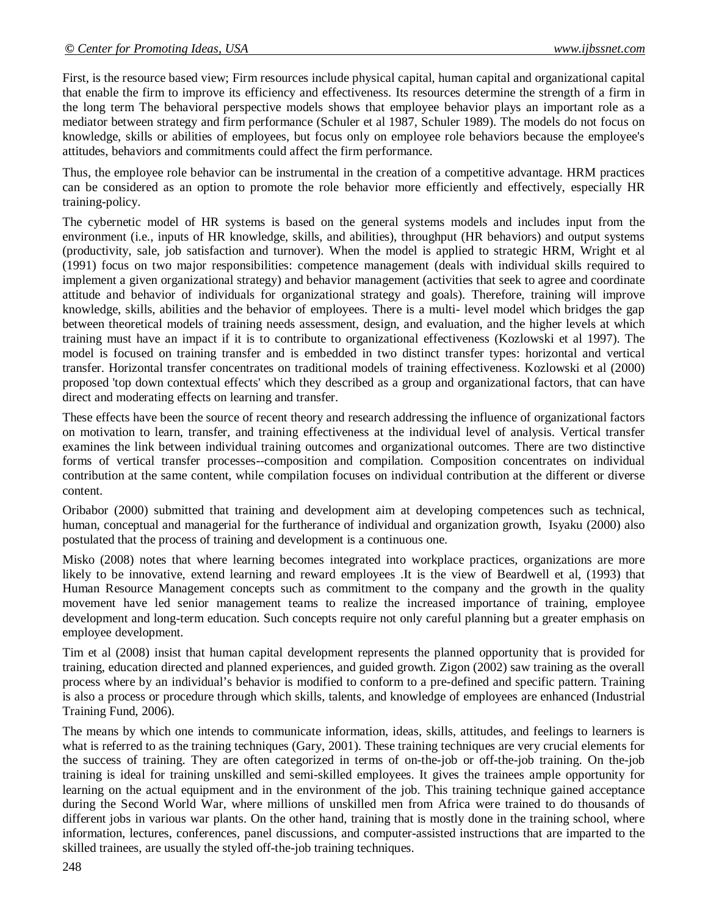First, is the resource based view; Firm resources include physical capital, human capital and organizational capital that enable the firm to improve its efficiency and effectiveness. Its resources determine the strength of a firm in the long term The behavioral perspective models shows that employee behavior plays an important role as a mediator between strategy and firm performance (Schuler et al 1987, Schuler 1989). The models do not focus on knowledge, skills or abilities of employees, but focus only on employee role behaviors because the employee's attitudes, behaviors and commitments could affect the firm performance.

Thus, the employee role behavior can be instrumental in the creation of a competitive advantage. HRM practices can be considered as an option to promote the role behavior more efficiently and effectively, especially HR training-policy.

The cybernetic model of HR systems is based on the general systems models and includes input from the environment (i.e., inputs of HR knowledge, skills, and abilities), throughput (HR behaviors) and output systems (productivity, sale, job satisfaction and turnover). When the model is applied to strategic HRM, Wright et al (1991) focus on two major responsibilities: competence management (deals with individual skills required to implement a given organizational strategy) and behavior management (activities that seek to agree and coordinate attitude and behavior of individuals for organizational strategy and goals). Therefore, training will improve knowledge, skills, abilities and the behavior of employees. There is a multi- level model which bridges the gap between theoretical models of training needs assessment, design, and evaluation, and the higher levels at which training must have an impact if it is to contribute to organizational effectiveness (Kozlowski et al 1997). The model is focused on training transfer and is embedded in two distinct transfer types: horizontal and vertical transfer. Horizontal transfer concentrates on traditional models of training effectiveness. Kozlowski et al (2000) proposed 'top down contextual effects' which they described as a group and organizational factors, that can have direct and moderating effects on learning and transfer.

These effects have been the source of recent theory and research addressing the influence of organizational factors on motivation to learn, transfer, and training effectiveness at the individual level of analysis. Vertical transfer examines the link between individual training outcomes and organizational outcomes. There are two distinctive forms of vertical transfer processes--composition and compilation. Composition concentrates on individual contribution at the same content, while compilation focuses on individual contribution at the different or diverse content.

Oribabor (2000) submitted that training and development aim at developing competences such as technical, human, conceptual and managerial for the furtherance of individual and organization growth, Isyaku (2000) also postulated that the process of training and development is a continuous one.

Misko (2008) notes that where learning becomes integrated into workplace practices, organizations are more likely to be innovative, extend learning and reward employees .It is the view of Beardwell et al, (1993) that Human Resource Management concepts such as commitment to the company and the growth in the quality movement have led senior management teams to realize the increased importance of training, employee development and long-term education. Such concepts require not only careful planning but a greater emphasis on employee development.

Tim et al (2008) insist that human capital development represents the planned opportunity that is provided for training, education directed and planned experiences, and guided growth. Zigon (2002) saw training as the overall process where by an individual's behavior is modified to conform to a pre-defined and specific pattern. Training is also a process or procedure through which skills, talents, and knowledge of employees are enhanced (Industrial Training Fund, 2006).

The means by which one intends to communicate information, ideas, skills, attitudes, and feelings to learners is what is referred to as the training techniques (Gary, 2001). These training techniques are very crucial elements for the success of training. They are often categorized in terms of on-the-job or off-the-job training. On the-job training is ideal for training unskilled and semi-skilled employees. It gives the trainees ample opportunity for learning on the actual equipment and in the environment of the job. This training technique gained acceptance during the Second World War, where millions of unskilled men from Africa were trained to do thousands of different jobs in various war plants. On the other hand, training that is mostly done in the training school, where information, lectures, conferences, panel discussions, and computer-assisted instructions that are imparted to the skilled trainees, are usually the styled off-the-job training techniques.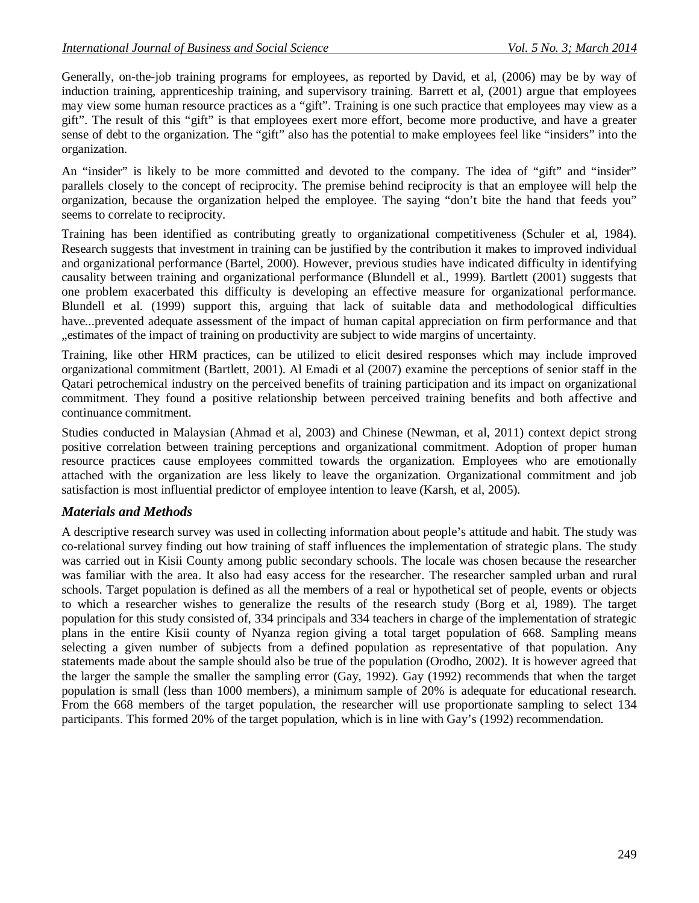Generally, on-the-job training programs for employees, as reported by David, et al, (2006) may be by way of induction training, apprenticeship training, and supervisory training. Barrett et al, (2001) argue that employees may view some human resource practices as a "gift". Training is one such practice that employees may view as a gift". The result of this "gift" is that employees exert more effort, become more productive, and have a greater sense of debt to the organization. The "gift" also has the potential to make employees feel like "insiders" into the organization.

An "insider" is likely to be more committed and devoted to the company. The idea of "gift" and "insider" parallels closely to the concept of reciprocity. The premise behind reciprocity is that an employee will help the organization, because the organization helped the employee. The saying "don't bite the hand that feeds you" seems to correlate to reciprocity.

Training has been identified as contributing greatly to organizational competitiveness (Schuler et al, 1984). Research suggests that investment in training can be justified by the contribution it makes to improved individual and organizational performance (Bartel, 2000). However, previous studies have indicated difficulty in identifying causality between training and organizational performance (Blundell et al., 1999). Bartlett (2001) suggests that one problem exacerbated this difficulty is developing an effective measure for organizational performance. Blundell et al. (1999) support this, arguing that lack of suitable data and methodological difficulties have...prevented adequate assessment of the impact of human capital appreciation on firm performance and that „estimates of the impact of training on productivity are subject to wide margins of uncertainty.

Training, like other HRM practices, can be utilized to elicit desired responses which may include improved organizational commitment (Bartlett, 2001). Al Emadi et al (2007) examine the perceptions of senior staff in the Qatari petrochemical industry on the perceived benefits of training participation and its impact on organizational commitment. They found a positive relationship between perceived training benefits and both affective and continuance commitment.

Studies conducted in Malaysian (Ahmad et al, 2003) and Chinese (Newman, et al, 2011) context depict strong positive correlation between training perceptions and organizational commitment. Adoption of proper human resource practices cause employees committed towards the organization. Employees who are emotionally attached with the organization are less likely to leave the organization. Organizational commitment and job satisfaction is most influential predictor of employee intention to leave (Karsh, et al, 2005).

## *Materials and Methods*

A descriptive research survey was used in collecting information about people's attitude and habit. The study was co-relational survey finding out how training of staff influences the implementation of strategic plans. The study was carried out in Kisii County among public secondary schools. The locale was chosen because the researcher was familiar with the area. It also had easy access for the researcher. The researcher sampled urban and rural schools. Target population is defined as all the members of a real or hypothetical set of people, events or objects to which a researcher wishes to generalize the results of the research study (Borg et al, 1989). The target population for this study consisted of, 334 principals and 334 teachers in charge of the implementation of strategic plans in the entire Kisii county of Nyanza region giving a total target population of 668. Sampling means selecting a given number of subjects from a defined population as representative of that population. Any statements made about the sample should also be true of the population (Orodho, 2002). It is however agreed that the larger the sample the smaller the sampling error (Gay, 1992). Gay (1992) recommends that when the target population is small (less than 1000 members), a minimum sample of 20% is adequate for educational research. From the 668 members of the target population, the researcher will use proportionate sampling to select 134 participants. This formed 20% of the target population, which is in line with Gay's (1992) recommendation.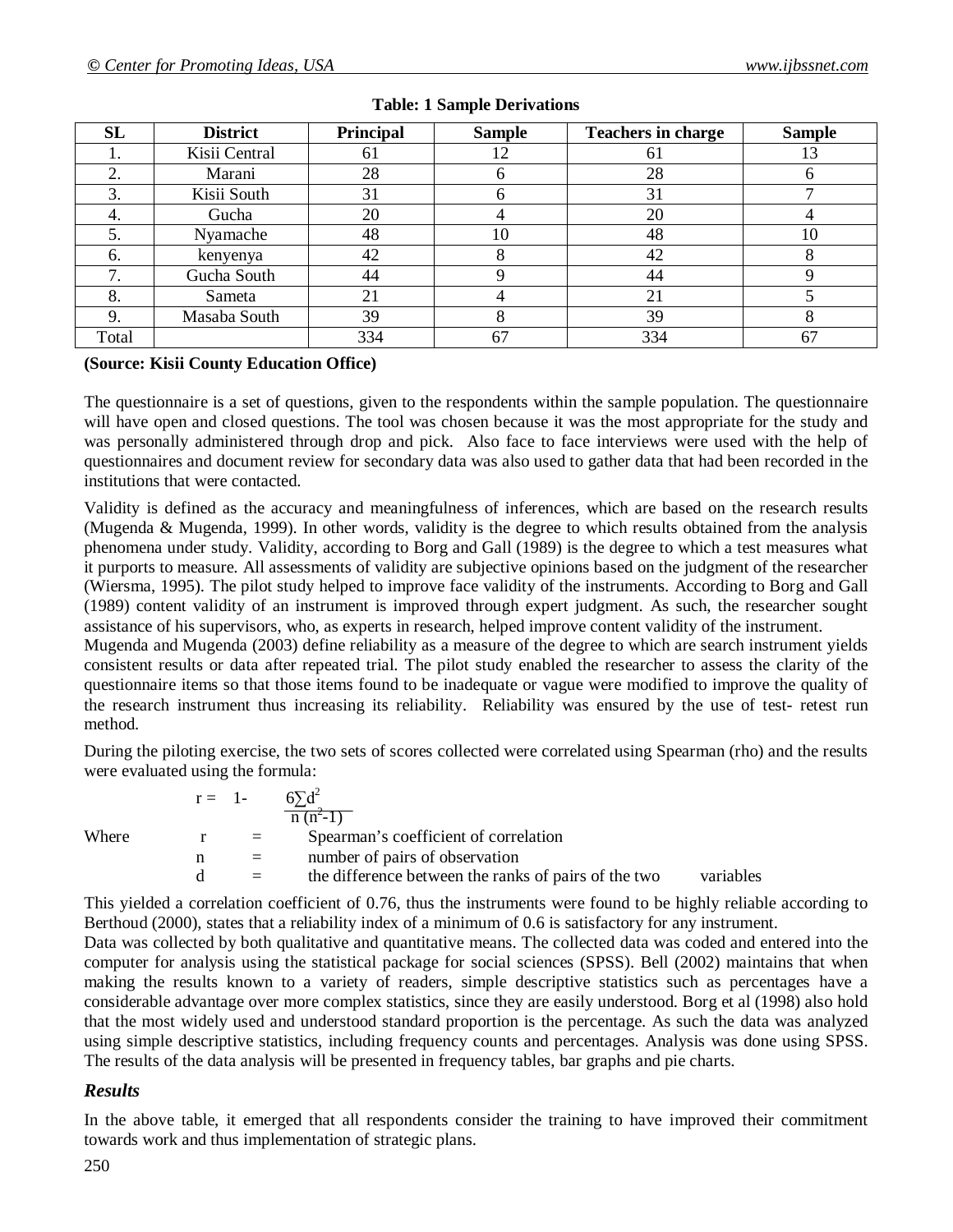**Table: 1 Sample Derivations**

| SL | District | Principal | Sample | Teachers in charge | Sample |
|---|---|---|---|---|---|
| 1. | Kisii Central | 61 | 12 | 61 | 13 |
| 2. | Marani | 28 | 6 | 28 | 6 |
| 3. | Kisii South | 31 | 6 | 31 | 7 |
| 4. | Gucha | 20 | 4 | 20 | 4 |
| 5. | Nyamache | 48 | 10 | 48 | 10 |
| 6. | kenyenya | 42 | 8 | 42 | 8 |
| 7. | Gucha South | 44 | 9 | 44 | 9 |
| 8. | Sameta | 21 | 4 | 21 | 5 |
| 9. | Masaba South | 39 | 8 | 39 | 8 |
| Total | | 334 | 67 | 334 | 67 |

**(Source: Kisii County Education Office)**

The questionnaire is a set of questions, given to the respondents within the sample population. The questionnaire will have open and closed questions. The tool was chosen because it was the most appropriate for the study and was personally administered through drop and pick. Also face to face interviews were used with the help of questionnaires and document review for secondary data was also used to gather data that had been recorded in the institutions that were contacted.

Validity is defined as the accuracy and meaningfulness of inferences, which are based on the research results (Mugenda & Mugenda, 1999). In other words, validity is the degree to which results obtained from the analysis phenomena under study. Validity, according to Borg and Gall (1989) is the degree to which a test measures what it purports to measure. All assessments of validity are subjective opinions based on the judgment of the researcher (Wiersma, 1995). The pilot study helped to improve face validity of the instruments. According to Borg and Gall (1989) content validity of an instrument is improved through expert judgment. As such, the researcher sought assistance of his supervisors, who, as experts in research, helped improve content validity of the instrument.

Mugenda and Mugenda (2003) define reliability as a measure of the degree to which are search instrument yields consistent results or data after repeated trial. The pilot study enabled the researcher to assess the clarity of the questionnaire items so that those items found to be inadequate or vague were modified to improve the quality of the research instrument thus increasing its reliability. Reliability was ensured by the use of test- retest run method.

During the piloting exercise, the two sets of scores collected were correlated using Spearman (rho) and the results were evaluated using the formula:

$$r = 1 - \frac{6\sum d^2}{n(n^2-1)}$$

Where
- $r$ = Spearman's coefficient of correlation
- $n$ = number of pairs of observation
- $d$ = the difference between the ranks of pairs of the two variables

This yielded a correlation coefficient of 0.76, thus the instruments were found to be highly reliable according to Berthoud (2000), states that a reliability index of a minimum of 0.6 is satisfactory for any instrument.

Data was collected by both qualitative and quantitative means. The collected data was coded and entered into the computer for analysis using the statistical package for social sciences (SPSS). Bell (2002) maintains that when making the results known to a variety of readers, simple descriptive statistics such as percentages have a considerable advantage over more complex statistics, since they are easily understood. Borg et al (1998) also hold that the most widely used and understood standard proportion is the percentage. As such the data was analyzed using simple descriptive statistics, including frequency counts and percentages. Analysis was done using SPSS. The results of the data analysis will be presented in frequency tables, bar graphs and pie charts.

## *Results*

In the above table, it emerged that all respondents consider the training to have improved their commitment towards work and thus implementation of strategic plans.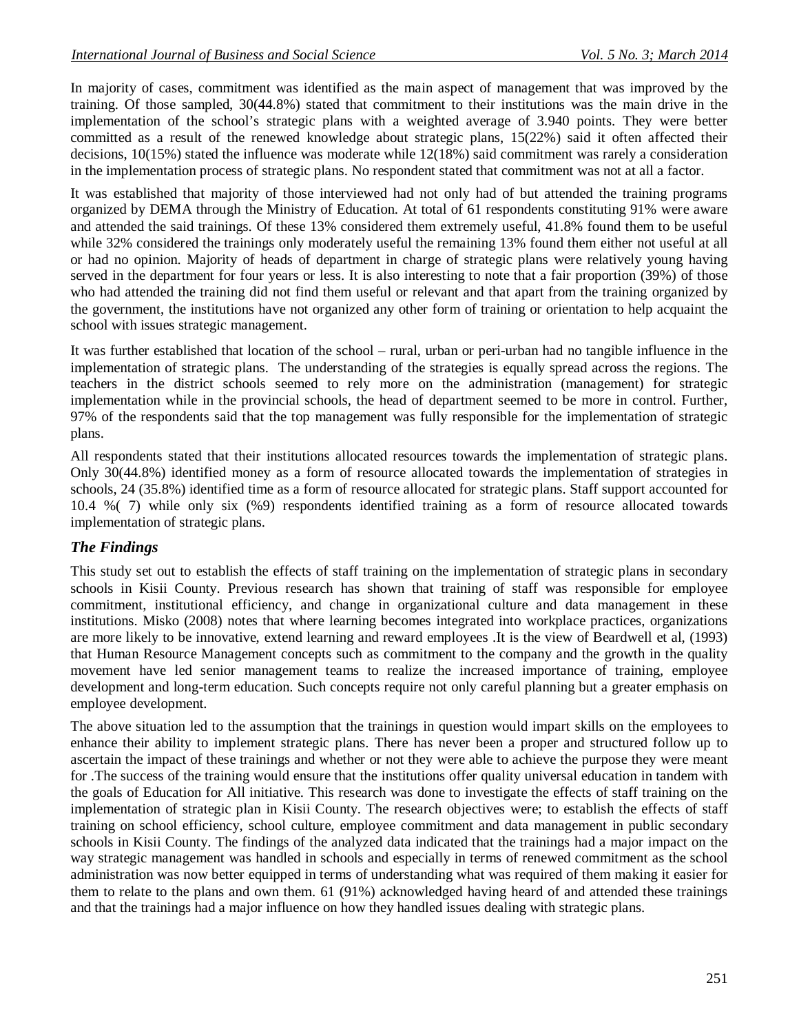In majority of cases, commitment was identified as the main aspect of management that was improved by the training. Of those sampled, 30(44.8%) stated that commitment to their institutions was the main drive in the implementation of the school's strategic plans with a weighted average of 3.940 points. They were better committed as a result of the renewed knowledge about strategic plans, 15(22%) said it often affected their decisions, 10(15%) stated the influence was moderate while 12(18%) said commitment was rarely a consideration in the implementation process of strategic plans. No respondent stated that commitment was not at all a factor.

It was established that majority of those interviewed had not only had of but attended the training programs organized by DEMA through the Ministry of Education. At total of 61 respondents constituting 91% were aware and attended the said trainings. Of these 13% considered them extremely useful, 41.8% found them to be useful while 32% considered the trainings only moderately useful the remaining 13% found them either not useful at all or had no opinion. Majority of heads of department in charge of strategic plans were relatively young having served in the department for four years or less. It is also interesting to note that a fair proportion (39%) of those who had attended the training did not find them useful or relevant and that apart from the training organized by the government, the institutions have not organized any other form of training or orientation to help acquaint the school with issues strategic management.

It was further established that location of the school – rural, urban or peri-urban had no tangible influence in the implementation of strategic plans. The understanding of the strategies is equally spread across the regions. The teachers in the district schools seemed to rely more on the administration (management) for strategic implementation while in the provincial schools, the head of department seemed to be more in control. Further, 97% of the respondents said that the top management was fully responsible for the implementation of strategic plans.

All respondents stated that their institutions allocated resources towards the implementation of strategic plans. Only 30(44.8%) identified money as a form of resource allocated towards the implementation of strategies in schools, 24 (35.8%) identified time as a form of resource allocated for strategic plans. Staff support accounted for 10.4 %( 7) while only six (%9) respondents identified training as a form of resource allocated towards implementation of strategic plans.

## *The Findings*

This study set out to establish the effects of staff training on the implementation of strategic plans in secondary schools in Kisii County. Previous research has shown that training of staff was responsible for employee commitment, institutional efficiency, and change in organizational culture and data management in these institutions. Misko (2008) notes that where learning becomes integrated into workplace practices, organizations are more likely to be innovative, extend learning and reward employees .It is the view of Beardwell et al, (1993) that Human Resource Management concepts such as commitment to the company and the growth in the quality movement have led senior management teams to realize the increased importance of training, employee development and long-term education. Such concepts require not only careful planning but a greater emphasis on employee development.

The above situation led to the assumption that the trainings in question would impart skills on the employees to enhance their ability to implement strategic plans. There has never been a proper and structured follow up to ascertain the impact of these trainings and whether or not they were able to achieve the purpose they were meant for .The success of the training would ensure that the institutions offer quality universal education in tandem with the goals of Education for All initiative. This research was done to investigate the effects of staff training on the implementation of strategic plan in Kisii County. The research objectives were; to establish the effects of staff training on school efficiency, school culture, employee commitment and data management in public secondary schools in Kisii County. The findings of the analyzed data indicated that the trainings had a major impact on the way strategic management was handled in schools and especially in terms of renewed commitment as the school administration was now better equipped in terms of understanding what was required of them making it easier for them to relate to the plans and own them. 61 (91%) acknowledged having heard of and attended these trainings and that the trainings had a major influence on how they handled issues dealing with strategic plans.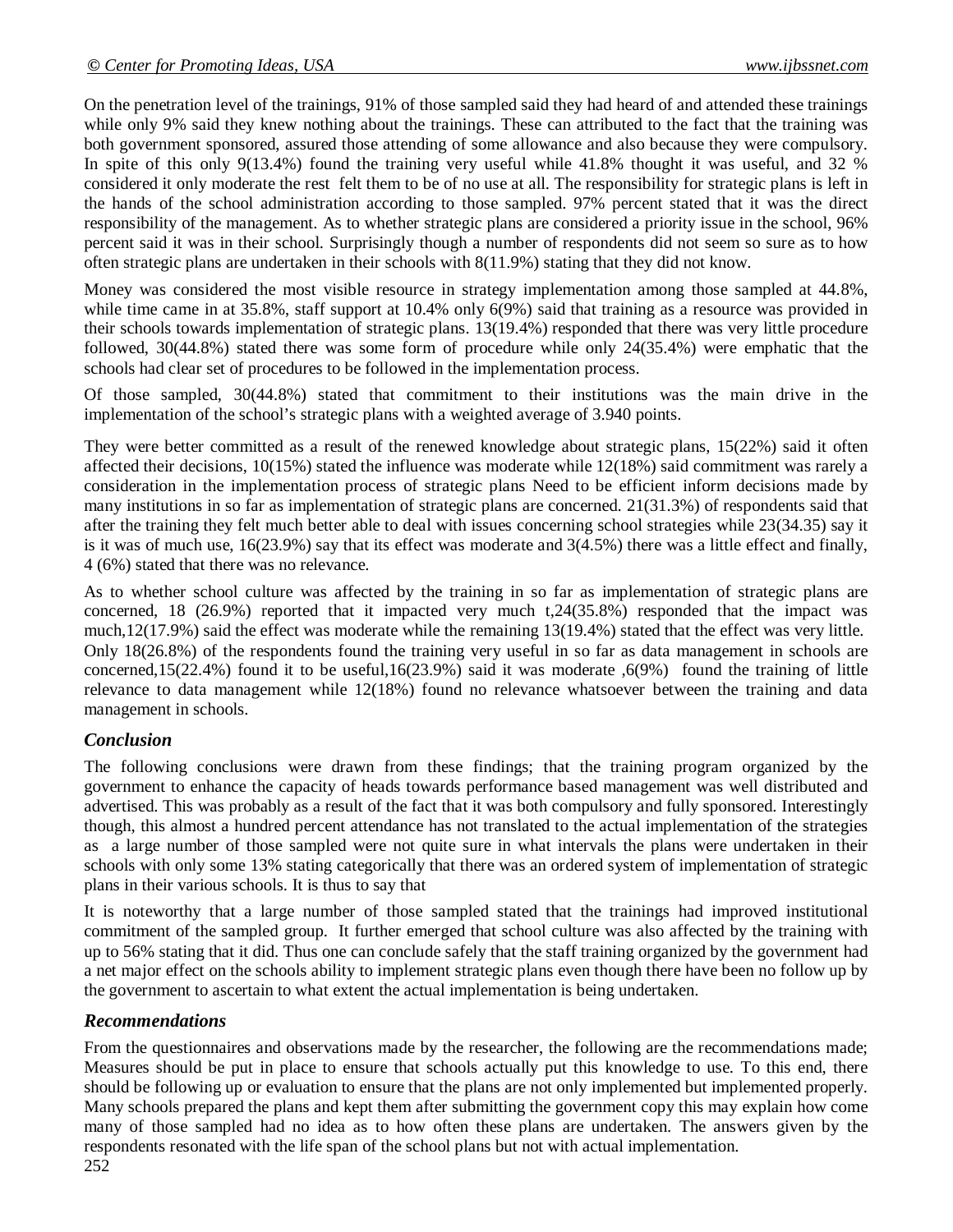On the penetration level of the trainings, 91% of those sampled said they had heard of and attended these trainings while only 9% said they knew nothing about the trainings. These can attributed to the fact that the training was both government sponsored, assured those attending of some allowance and also because they were compulsory. In spite of this only 9(13.4%) found the training very useful while 41.8% thought it was useful, and 32 % considered it only moderate the rest felt them to be of no use at all. The responsibility for strategic plans is left in the hands of the school administration according to those sampled. 97% percent stated that it was the direct responsibility of the management. As to whether strategic plans are considered a priority issue in the school, 96% percent said it was in their school. Surprisingly though a number of respondents did not seem so sure as to how often strategic plans are undertaken in their schools with 8(11.9%) stating that they did not know.

Money was considered the most visible resource in strategy implementation among those sampled at 44.8%, while time came in at 35.8%, staff support at 10.4% only 6(9%) said that training as a resource was provided in their schools towards implementation of strategic plans. 13(19.4%) responded that there was very little procedure followed, 30(44.8%) stated there was some form of procedure while only 24(35.4%) were emphatic that the schools had clear set of procedures to be followed in the implementation process.

Of those sampled, 30(44.8%) stated that commitment to their institutions was the main drive in the implementation of the school's strategic plans with a weighted average of 3.940 points.

They were better committed as a result of the renewed knowledge about strategic plans, 15(22%) said it often affected their decisions, 10(15%) stated the influence was moderate while 12(18%) said commitment was rarely a consideration in the implementation process of strategic plans Need to be efficient inform decisions made by many institutions in so far as implementation of strategic plans are concerned. 21(31.3%) of respondents said that after the training they felt much better able to deal with issues concerning school strategies while 23(34.35) say it is it was of much use, 16(23.9%) say that its effect was moderate and 3(4.5%) there was a little effect and finally, 4 (6%) stated that there was no relevance.

As to whether school culture was affected by the training in so far as implementation of strategic plans are concerned, 18 (26.9%) reported that it impacted very much t,24(35.8%) responded that the impact was much,12(17.9%) said the effect was moderate while the remaining 13(19.4%) stated that the effect was very little. Only 18(26.8%) of the respondents found the training very useful in so far as data management in schools are concerned,15(22.4%) found it to be useful,16(23.9%) said it was moderate ,6(9%) found the training of little relevance to data management while 12(18%) found no relevance whatsoever between the training and data management in schools.

## *Conclusion*

The following conclusions were drawn from these findings; that the training program organized by the government to enhance the capacity of heads towards performance based management was well distributed and advertised. This was probably as a result of the fact that it was both compulsory and fully sponsored. Interestingly though, this almost a hundred percent attendance has not translated to the actual implementation of the strategies as a large number of those sampled were not quite sure in what intervals the plans were undertaken in their schools with only some 13% stating categorically that there was an ordered system of implementation of strategic plans in their various schools. It is thus to say that

It is noteworthy that a large number of those sampled stated that the trainings had improved institutional commitment of the sampled group. It further emerged that school culture was also affected by the training with up to 56% stating that it did. Thus one can conclude safely that the staff training organized by the government had a net major effect on the schools ability to implement strategic plans even though there have been no follow up by the government to ascertain to what extent the actual implementation is being undertaken.

## *Recommendations*

From the questionnaires and observations made by the researcher, the following are the recommendations made; Measures should be put in place to ensure that schools actually put this knowledge to use. To this end, there should be following up or evaluation to ensure that the plans are not only implemented but implemented properly. Many schools prepared the plans and kept them after submitting the government copy this may explain how come many of those sampled had no idea as to how often these plans are undertaken. The answers given by the respondents resonated with the life span of the school plans but not with actual implementation.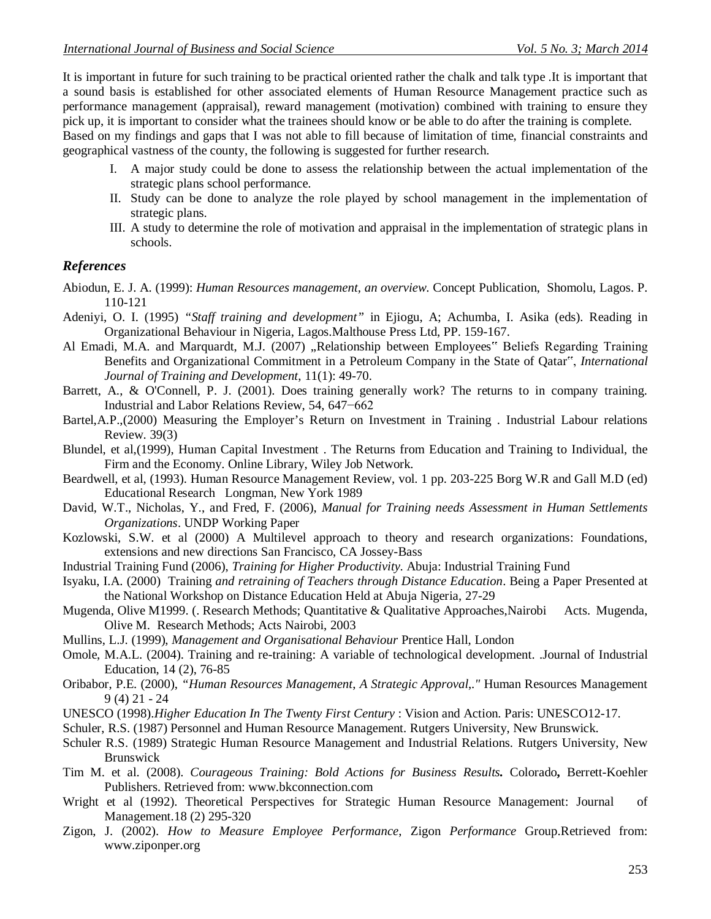It is important in future for such training to be practical oriented rather the chalk and talk type .It is important that a sound basis is established for other associated elements of Human Resource Management practice such as performance management (appraisal), reward management (motivation) combined with training to ensure they pick up, it is important to consider what the trainees should know or be able to do after the training is complete.

Based on my findings and gaps that I was not able to fill because of limitation of time, financial constraints and geographical vastness of the county, the following is suggested for further research.

I. A major study could be done to assess the relationship between the actual implementation of the strategic plans school performance.

II. Study can be done to analyze the role played by school management in the implementation of strategic plans.

III. A study to determine the role of motivation and appraisal in the implementation of strategic plans in schools.

## *References*

Abiodun, E. J. A. (1999): *Human Resources management, an overview.* Concept Publication, Shomolu, Lagos. P. 110-121

Adeniyi, O. I. (1995) *"Staff training and development"* in Ejiogu, A; Achumba, I. Asika (eds). Reading in Organizational Behaviour in Nigeria, Lagos.Malthouse Press Ltd, PP. 159-167.

Al Emadi, M.A. and Marquardt, M.J. (2007) „Relationship between Employees‟ Beliefs Regarding Training Benefits and Organizational Commitment in a Petroleum Company in the State of Qatar‟, *International Journal of Training and Development*, 11(1): 49-70.

Barrett, A., & O'Connell, P. J. (2001). Does training generally work? The returns to in company training. Industrial and Labor Relations Review, 54, 647−662

Bartel,A.P.,(2000) Measuring the Employer's Return on Investment in Training . Industrial Labour relations Review. 39(3)

Blundel, et al,(1999), Human Capital Investment . The Returns from Education and Training to Individual, the Firm and the Economy. Online Library, Wiley Job Network.

Beardwell, et al, (1993). Human Resource Management Review, vol. 1 pp. 203-225 Borg W.R and Gall M.D (ed) Educational Research Longman, New York 1989

David, W.T., Nicholas, Y., and Fred, F. (2006), *Manual for Training needs Assessment in Human Settlements Organizations*. UNDP Working Paper

Kozlowski, S.W. et al (2000) A Multilevel approach to theory and research organizations: Foundations, extensions and new directions San Francisco, CA Jossey-Bass

Industrial Training Fund (2006), *Training for Higher Productivity.* Abuja: Industrial Training Fund

Isyaku, I.A. (2000) Training *and retraining of Teachers through Distance Education*. Being a Paper Presented at the National Workshop on Distance Education Held at Abuja Nigeria, 27-29

Mugenda, Olive M1999. (. Research Methods; Quantitative & Qualitative Approaches,Nairobi Acts. Mugenda, Olive M. Research Methods; Acts Nairobi, 2003

Mullins, L.J. (1999), *Management and Organisational Behaviour* Prentice Hall, London

Omole, M.A.L. (2004). Training and re-training: A variable of technological development. .Journal of Industrial Education, 14 (2), 76-85

Oribabor, P.E. (2000), *"Human Resources Management, A Strategic Approval,."* Human Resources Management 9 (4) 21 - 24

UNESCO (1998).*Higher Education In The Twenty First Century* : Vision and Action. Paris: UNESCO12-17.

Schuler, R.S. (1987) Personnel and Human Resource Management. Rutgers University, New Brunswick.

Schuler R.S. (1989) Strategic Human Resource Management and Industrial Relations. Rutgers University, New Brunswick

Tim M. et al. (2008). *Courageous Training: Bold Actions for Business Results***.** Colorado**,** Berrett-Koehler Publishers. Retrieved from: www.bkconnection.com

Wright et al (1992). Theoretical Perspectives for Strategic Human Resource Management: Journal of Management.18 (2) 295-320

Zigon, J. (2002). *How to Measure Employee Performance,* Zigon *Performance* Group.Retrieved from: www.ziponper.org